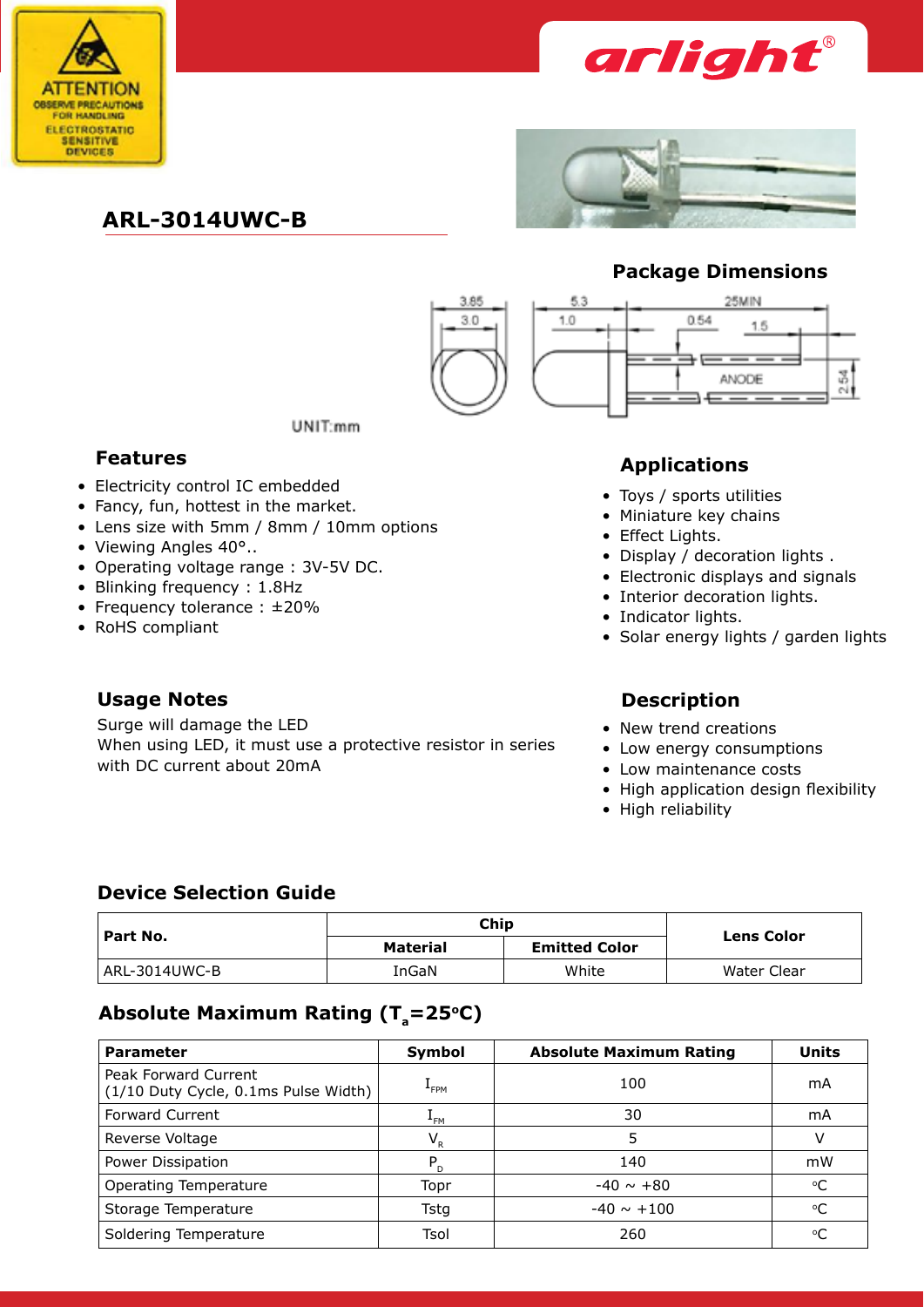ATTENTION
OBSERVE PRECAUTIONS
FOR HANDLING
ELECTROSTATIC
SENSITIVE
DEVICES

# ARL-3014UWC-B

## Package Dimensions

UNIT:mm

## Features

- Electricity control IC embedded
- Fancy, fun, hottest in the market.
- Lens size with 5mm / 8mm / 10mm options
- Viewing Angles 40°..
- Operating voltage range : 3V-5V DC.
- Blinking frequency : 1.8Hz
- Frequency tolerance : ±20%
- RoHS compliant

## Applications

- Toys / sports utilities
- Miniature key chains
- Effect Lights.
- Display / decoration lights .
- Electronic displays and signals
- Interior decoration lights.
- Indicator lights.
- Solar energy lights / garden lights

## Usage Notes

Surge will damage the LED
When using LED, it must use a protective resistor in series with DC current about 20mA

## Description

- New trend creations
- Low energy consumptions
- Low maintenance costs
- High application design flexibility
- High reliability

## Device Selection Guide

| Part No. | Chip | | Lens Color |
|---|---|---|---|
| | Material | Emitted Color | |
| ARL-3014UWC-B | InGaN | White | Water Clear |

## Absolute Maximum Rating ($T_a$=25°C)

| Parameter | Symbol | Absolute Maximum Rating | Units |
|---|---|---|---|
| Peak Forward Current (1/10 Duty Cycle, 0.1ms Pulse Width) | $I_{FPM}$ | 100 | mA |
| Forward Current | $I_{FM}$ | 30 | mA |
| Reverse Voltage | $V_R$ | 5 | V |
| Power Dissipation | $P_D$ | 140 | mW |
| Operating Temperature | Topr | -40 ~ +80 | °C |
| Storage Temperature | Tstg | -40 ~ +100 | °C |
| Soldering Temperature | Tsol | 260 | °C |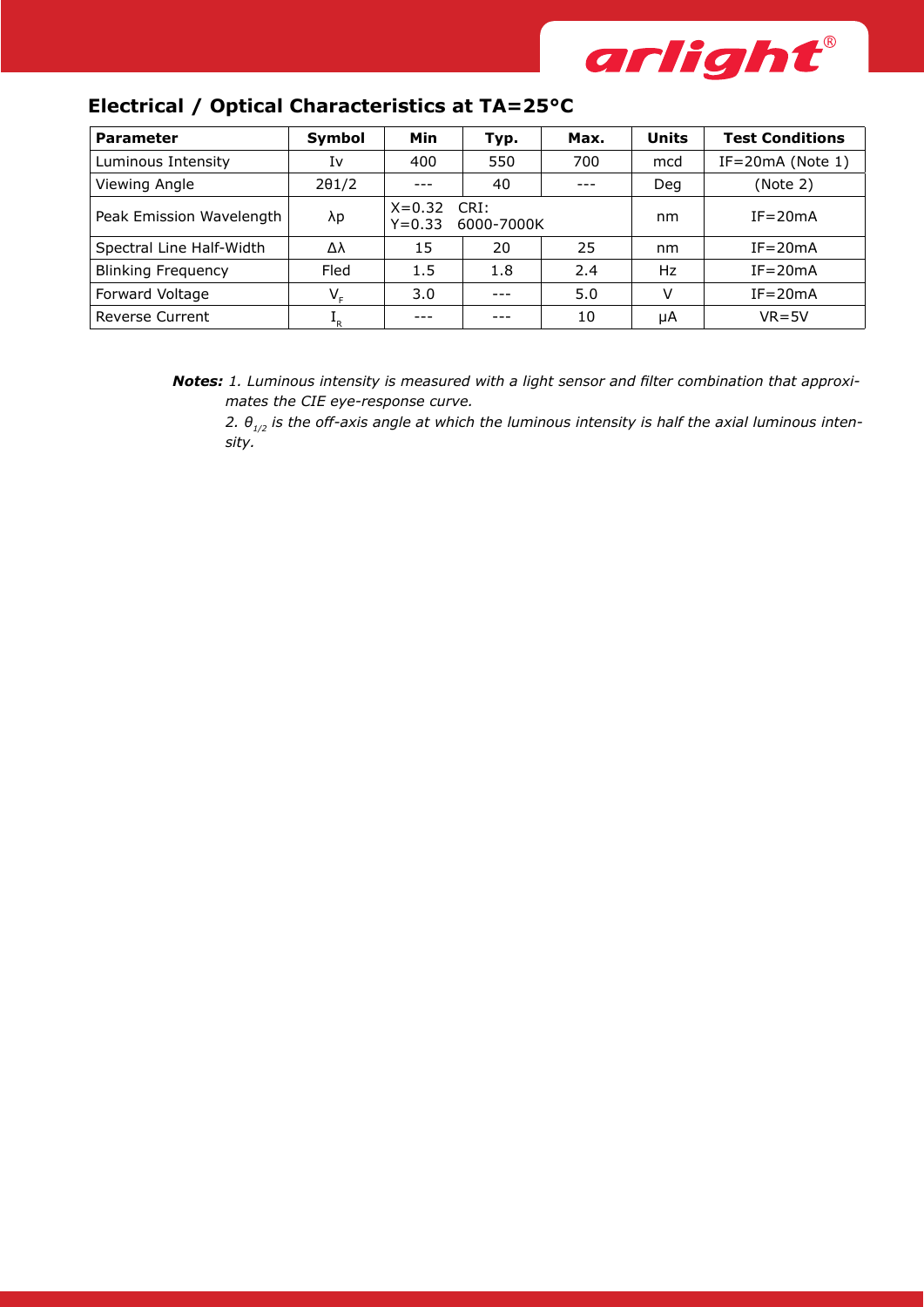## Electrical / Optical Characteristics at TA=25°C

| Parameter | Symbol | Min | Typ. | Max. | Units | Test Conditions |
|---|---|---|---|---|---|---|
| Luminous Intensity | Iv | 400 | 550 | 700 | mcd | IF=20mA (Note 1) |
| Viewing Angle | 2θ1/2 | --- | 40 | --- | Deg | (Note 2) |
| Peak Emission Wavelength | λp | X=0.32 Y=0.33 | CRI: 6000-7000K | | nm | IF=20mA |
| Spectral Line Half-Width | Δλ | 15 | 20 | 25 | nm | IF=20mA |
| Blinking Frequency | Fled | 1.5 | 1.8 | 2.4 | Hz | IF=20mA |
| Forward Voltage | $V_F$ | 3.0 | --- | 5.0 | V | IF=20mA |
| Reverse Current | $I_R$ | --- | --- | 10 | μA | VR=5V |

***Notes:*** *1. Luminous intensity is measured with a light sensor and filter combination that approximates the CIE eye-response curve.*

*2. $\theta_{1/2}$ is the off-axis angle at which the luminous intensity is half the axial luminous intensity.*